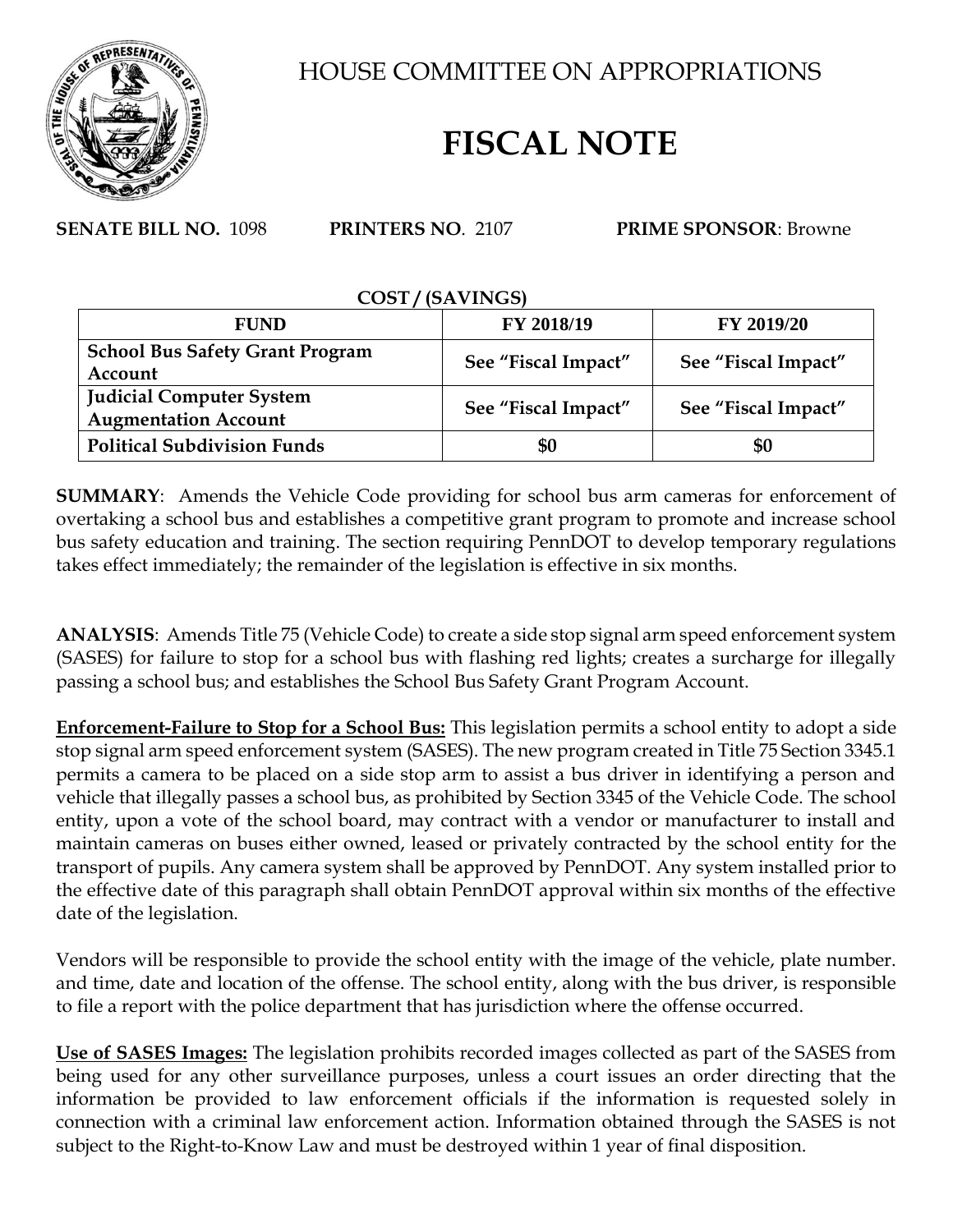# HOUSE COMMITTEE ON APPROPRIATIONS

# FISCAL NOTE

**SENATE BILL NO.** 1098 **PRINTERS NO**. 2107 **PRIME SPONSOR**: Browne

**COST / (SAVINGS)**

| FUND | FY 2018/19 | FY 2019/20 |
|---|---|---|
| **School Bus Safety Grant Program Account** | **See "Fiscal Impact"** | **See "Fiscal Impact"** |
| **Judicial Computer System Augmentation Account** | **See "Fiscal Impact"** | **See "Fiscal Impact"** |
| **Political Subdivision Funds** | **$0** | **$0** |

**SUMMARY**: Amends the Vehicle Code providing for school bus arm cameras for enforcement of overtaking a school bus and establishes a competitive grant program to promote and increase school bus safety education and training. The section requiring PennDOT to develop temporary regulations takes effect immediately; the remainder of the legislation is effective in six months.

**ANALYSIS**: Amends Title 75 (Vehicle Code) to create a side stop signal arm speed enforcement system (SASES) for failure to stop for a school bus with flashing red lights; creates a surcharge for illegally passing a school bus; and establishes the School Bus Safety Grant Program Account.

**Enforcement-Failure to Stop for a School Bus:** This legislation permits a school entity to adopt a side stop signal arm speed enforcement system (SASES). The new program created in Title 75 Section 3345.1 permits a camera to be placed on a side stop arm to assist a bus driver in identifying a person and vehicle that illegally passes a school bus, as prohibited by Section 3345 of the Vehicle Code. The school entity, upon a vote of the school board, may contract with a vendor or manufacturer to install and maintain cameras on buses either owned, leased or privately contracted by the school entity for the transport of pupils. Any camera system shall be approved by PennDOT. Any system installed prior to the effective date of this paragraph shall obtain PennDOT approval within six months of the effective date of the legislation.

Vendors will be responsible to provide the school entity with the image of the vehicle, plate number. and time, date and location of the offense. The school entity, along with the bus driver, is responsible to file a report with the police department that has jurisdiction where the offense occurred.

**Use of SASES Images:** The legislation prohibits recorded images collected as part of the SASES from being used for any other surveillance purposes, unless a court issues an order directing that the information be provided to law enforcement officials if the information is requested solely in connection with a criminal law enforcement action. Information obtained through the SASES is not subject to the Right-to-Know Law and must be destroyed within 1 year of final disposition.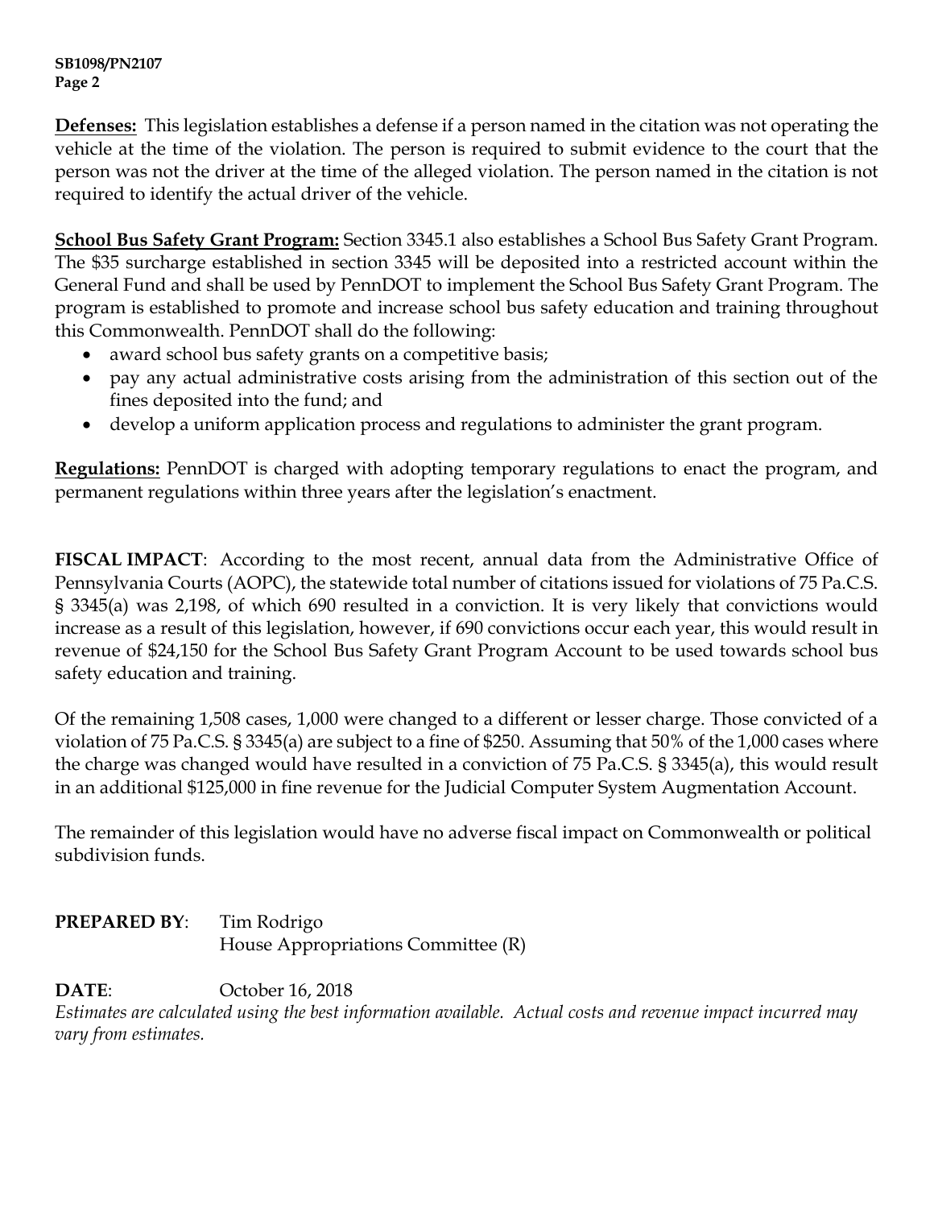**Defenses:** This legislation establishes a defense if a person named in the citation was not operating the vehicle at the time of the violation. The person is required to submit evidence to the court that the person was not the driver at the time of the alleged violation. The person named in the citation is not required to identify the actual driver of the vehicle.

**School Bus Safety Grant Program:** Section 3345.1 also establishes a School Bus Safety Grant Program. The $35 surcharge established in section 3345 will be deposited into a restricted account within the General Fund and shall be used by PennDOT to implement the School Bus Safety Grant Program. The program is established to promote and increase school bus safety education and training throughout this Commonwealth. PennDOT shall do the following:

- award school bus safety grants on a competitive basis;
- pay any actual administrative costs arising from the administration of this section out of the fines deposited into the fund; and
- develop a uniform application process and regulations to administer the grant program.

**Regulations:** PennDOT is charged with adopting temporary regulations to enact the program, and permanent regulations within three years after the legislation's enactment.

**FISCAL IMPACT**: According to the most recent, annual data from the Administrative Office of Pennsylvania Courts (AOPC), the statewide total number of citations issued for violations of 75 Pa.C.S. § 3345(a) was 2,198, of which 690 resulted in a conviction. It is very likely that convictions would increase as a result of this legislation, however, if 690 convictions occur each year, this would result in revenue of $24,150 for the School Bus Safety Grant Program Account to be used towards school bus safety education and training.

Of the remaining 1,508 cases, 1,000 were changed to a different or lesser charge. Those convicted of a violation of 75 Pa.C.S. § 3345(a) are subject to a fine of $250. Assuming that 50% of the 1,000 cases where the charge was changed would have resulted in a conviction of 75 Pa.C.S. § 3345(a), this would result in an additional $125,000 in fine revenue for the Judicial Computer System Augmentation Account.

The remainder of this legislation would have no adverse fiscal impact on Commonwealth or political subdivision funds.

**PREPARED BY**: Tim Rodrigo
House Appropriations Committee (R)

**DATE**: October 16, 2018

*Estimates are calculated using the best information available. Actual costs and revenue impact incurred may vary from estimates.*